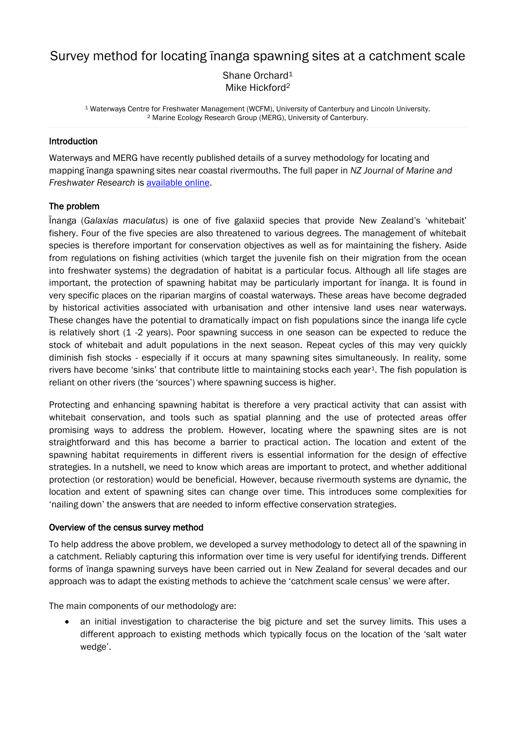# Survey method for locating īnanga spawning sites at a catchment scale

Shane Orchard[1]
Mike Hickford[2]

[1] Waterways Centre for Freshwater Management (WCFM), University of Canterbury and Lincoln University.
[2] Marine Ecology Research Group (MERG), University of Canterbury.

## Introduction

Waterways and MERG have recently published details of a survey methodology for locating and mapping īnanga spawning sites near coastal rivermouths. The full paper in *NZ Journal of Marine and Freshwater Research* is available online.

## The problem

Īnanga (*Galaxias maculatus*) is one of five galaxiid species that provide New Zealand's 'whitebait' fishery. Four of the five species are also threatened to various degrees. The management of whitebait species is therefore important for conservation objectives as well as for maintaining the fishery. Aside from regulations on fishing activities (which target the juvenile fish on their migration from the ocean into freshwater systems) the degradation of habitat is a particular focus. Although all life stages are important, the protection of spawning habitat may be particularly important for īnanga. It is found in very specific places on the riparian margins of coastal waterways. These areas have become degraded by historical activities associated with urbanisation and other intensive land uses near waterways. These changes have the potential to dramatically impact on fish populations since the inanga life cycle is relatively short (1 -2 years). Poor spawning success in one season can be expected to reduce the stock of whitebait and adult populations in the next season. Repeat cycles of this may very quickly diminish fish stocks - especially if it occurs at many spawning sites simultaneously. In reality, some rivers have become 'sinks' that contribute little to maintaining stocks each year[1]. The fish population is reliant on other rivers (the 'sources') where spawning success is higher.

Protecting and enhancing spawning habitat is therefore a very practical activity that can assist with whitebait conservation, and tools such as spatial planning and the use of protected areas offer promising ways to address the problem. However, locating where the spawning sites are is not straightforward and this has become a barrier to practical action. The location and extent of the spawning habitat requirements in different rivers is essential information for the design of effective strategies. In a nutshell, we need to know which areas are important to protect, and whether additional protection (or restoration) would be beneficial. However, because rivermouth systems are dynamic, the location and extent of spawning sites can change over time. This introduces some complexities for 'nailing down' the answers that are needed to inform effective conservation strategies.

## Overview of the census survey method

To help address the above problem, we developed a survey methodology to detect all of the spawning in a catchment. Reliably capturing this information over time is very useful for identifying trends. Different forms of īnanga spawning surveys have been carried out in New Zealand for several decades and our approach was to adapt the existing methods to achieve the 'catchment scale census' we were after.

The main components of our methodology are:

- an initial investigation to characterise the big picture and set the survey limits. This uses a different approach to existing methods which typically focus on the location of the 'salt water wedge'.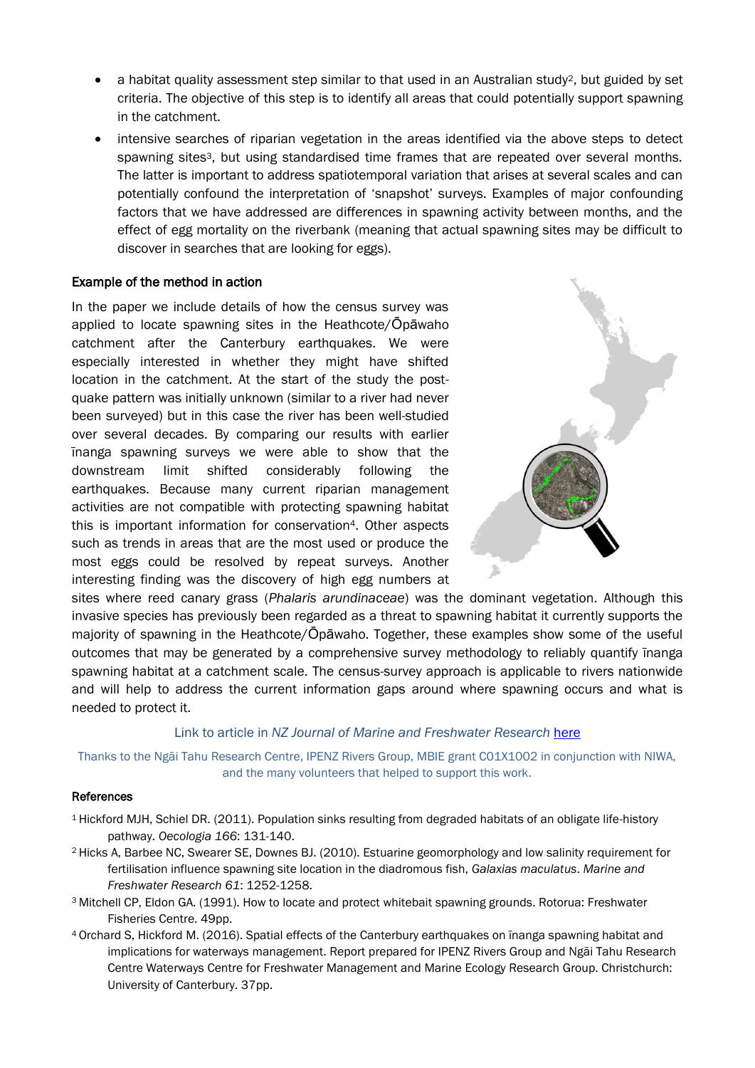- a habitat quality assessment step similar to that used in an Australian study[2], but guided by set criteria. The objective of this step is to identify all areas that could potentially support spawning in the catchment.
- intensive searches of riparian vegetation in the areas identified via the above steps to detect spawning sites[3], but using standardised time frames that are repeated over several months. The latter is important to address spatiotemporal variation that arises at several scales and can potentially confound the interpretation of 'snapshot' surveys. Examples of major confounding factors that we have addressed are differences in spawning activity between months, and the effect of egg mortality on the riverbank (meaning that actual spawning sites may be difficult to discover in searches that are looking for eggs).

#### Example of the method in action

In the paper we include details of how the census survey was applied to locate spawning sites in the Heathcote/Ōpāwaho catchment after the Canterbury earthquakes. We were especially interested in whether they might have shifted location in the catchment. At the start of the study the post-quake pattern was initially unknown (similar to a river had never been surveyed) but in this case the river has been well-studied over several decades. By comparing our results with earlier īnanga spawning surveys we were able to show that the downstream limit shifted considerably following the earthquakes. Because many current riparian management activities are not compatible with protecting spawning habitat this is important information for conservation[4]. Other aspects such as trends in areas that are the most used or produce the most eggs could be resolved by repeat surveys. Another interesting finding was the discovery of high egg numbers at sites where reed canary grass (*Phalaris arundinaceae*) was the dominant vegetation. Although this invasive species has previously been regarded as a threat to spawning habitat it currently supports the majority of spawning in the Heathcote/Ōpāwaho. Together, these examples show some of the useful outcomes that may be generated by a comprehensive survey methodology to reliably quantify īnanga spawning habitat at a catchment scale. The census-survey approach is applicable to rivers nationwide and will help to address the current information gaps around where spawning occurs and what is needed to protect it.

Link to article in *NZ Journal of Marine and Freshwater Research* here

Thanks to the Ngāi Tahu Research Centre, IPENZ Rivers Group, MBIE grant C01X1002 in conjunction with NIWA, and the many volunteers that helped to support this work.

#### References

[1] Hickford MJH, Schiel DR. (2011). Population sinks resulting from degraded habitats of an obligate life-history pathway. *Oecologia 166*: 131-140.

[2] Hicks A, Barbee NC, Swearer SE, Downes BJ. (2010). Estuarine geomorphology and low salinity requirement for fertilisation influence spawning site location in the diadromous fish, *Galaxias maculatus*. *Marine and Freshwater Research 61*: 1252-1258.

[3] Mitchell CP, Eldon GA. (1991). How to locate and protect whitebait spawning grounds. Rotorua: Freshwater Fisheries Centre. 49pp.

[4] Orchard S, Hickford M. (2016). Spatial effects of the Canterbury earthquakes on īnanga spawning habitat and implications for waterways management. Report prepared for IPENZ Rivers Group and Ngāi Tahu Research Centre Waterways Centre for Freshwater Management and Marine Ecology Research Group. Christchurch: University of Canterbury. 37pp.